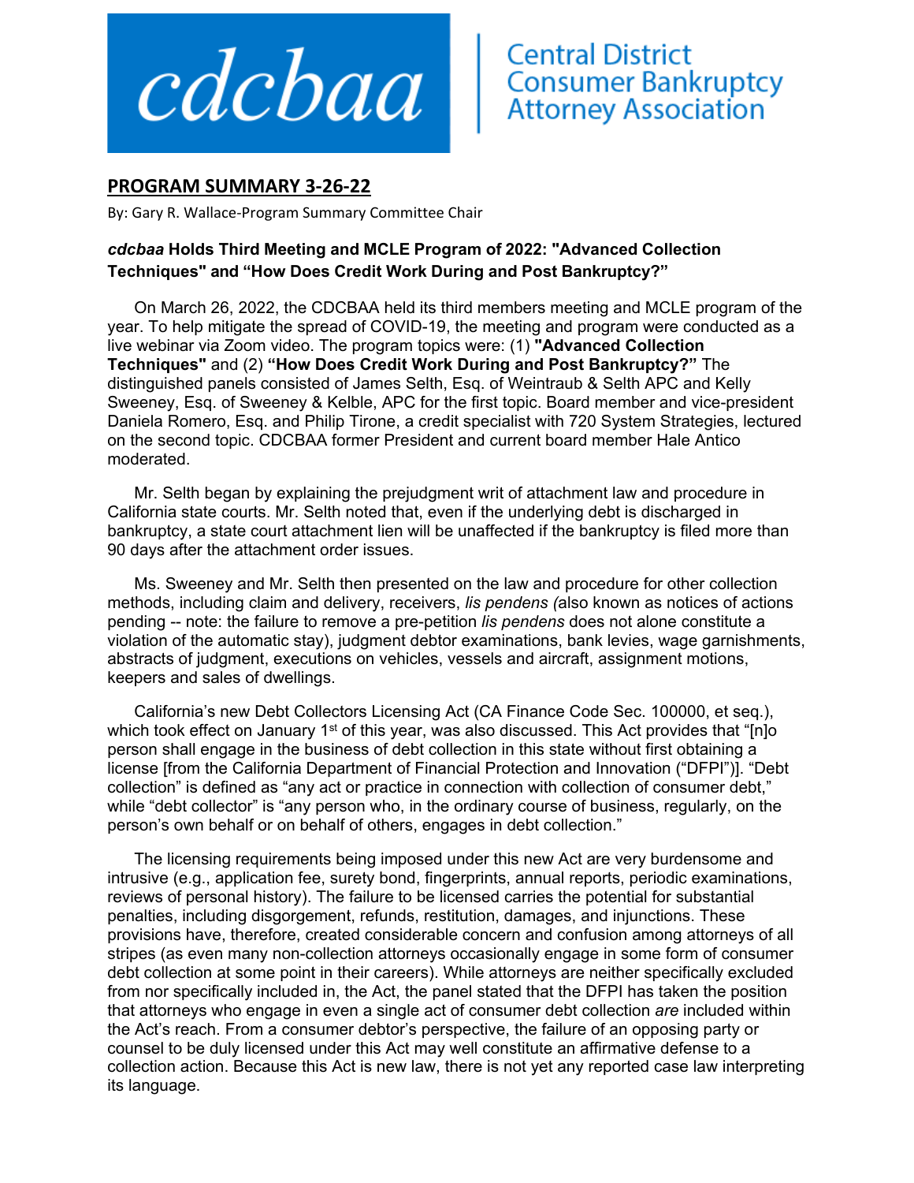cdcbaa | Central District Consumer Bankruptcy Attorney Association

## PROGRAM SUMMARY 3-26-22

By: Gary R. Wallace-Program Summary Committee Chair

### *cdcbaa* Holds Third Meeting and MCLE Program of 2022: "Advanced Collection Techniques" and "How Does Credit Work During and Post Bankruptcy?"

On March 26, 2022, the CDCBAA held its third members meeting and MCLE program of the year. To help mitigate the spread of COVID-19, the meeting and program were conducted as a live webinar via Zoom video. The program topics were: (1) **"Advanced Collection Techniques"** and (2) **"How Does Credit Work During and Post Bankruptcy?"** The distinguished panels consisted of James Selth, Esq. of Weintraub & Selth APC and Kelly Sweeney, Esq. of Sweeney & Kelble, APC for the first topic. Board member and vice-president Daniela Romero, Esq. and Philip Tirone, a credit specialist with 720 System Strategies, lectured on the second topic. CDCBAA former President and current board member Hale Antico moderated.

Mr. Selth began by explaining the prejudgment writ of attachment law and procedure in California state courts. Mr. Selth noted that, even if the underlying debt is discharged in bankruptcy, a state court attachment lien will be unaffected if the bankruptcy is filed more than 90 days after the attachment order issues.

Ms. Sweeney and Mr. Selth then presented on the law and procedure for other collection methods, including claim and delivery, receivers, *lis pendens (*also known as notices of actions pending -- note: the failure to remove a pre-petition *lis pendens* does not alone constitute a violation of the automatic stay), judgment debtor examinations, bank levies, wage garnishments, abstracts of judgment, executions on vehicles, vessels and aircraft, assignment motions, keepers and sales of dwellings.

California's new Debt Collectors Licensing Act (CA Finance Code Sec. 100000, et seq.), which took effect on January 1st of this year, was also discussed. This Act provides that "[n]o person shall engage in the business of debt collection in this state without first obtaining a license [from the California Department of Financial Protection and Innovation ("DFPI")]. "Debt collection" is defined as "any act or practice in connection with collection of consumer debt," while "debt collector" is "any person who, in the ordinary course of business, regularly, on the person's own behalf or on behalf of others, engages in debt collection."

The licensing requirements being imposed under this new Act are very burdensome and intrusive (e.g., application fee, surety bond, fingerprints, annual reports, periodic examinations, reviews of personal history). The failure to be licensed carries the potential for substantial penalties, including disgorgement, refunds, restitution, damages, and injunctions. These provisions have, therefore, created considerable concern and confusion among attorneys of all stripes (as even many non-collection attorneys occasionally engage in some form of consumer debt collection at some point in their careers). While attorneys are neither specifically excluded from nor specifically included in, the Act, the panel stated that the DFPI has taken the position that attorneys who engage in even a single act of consumer debt collection *are* included within the Act's reach. From a consumer debtor's perspective, the failure of an opposing party or counsel to be duly licensed under this Act may well constitute an affirmative defense to a collection action. Because this Act is new law, there is not yet any reported case law interpreting its language.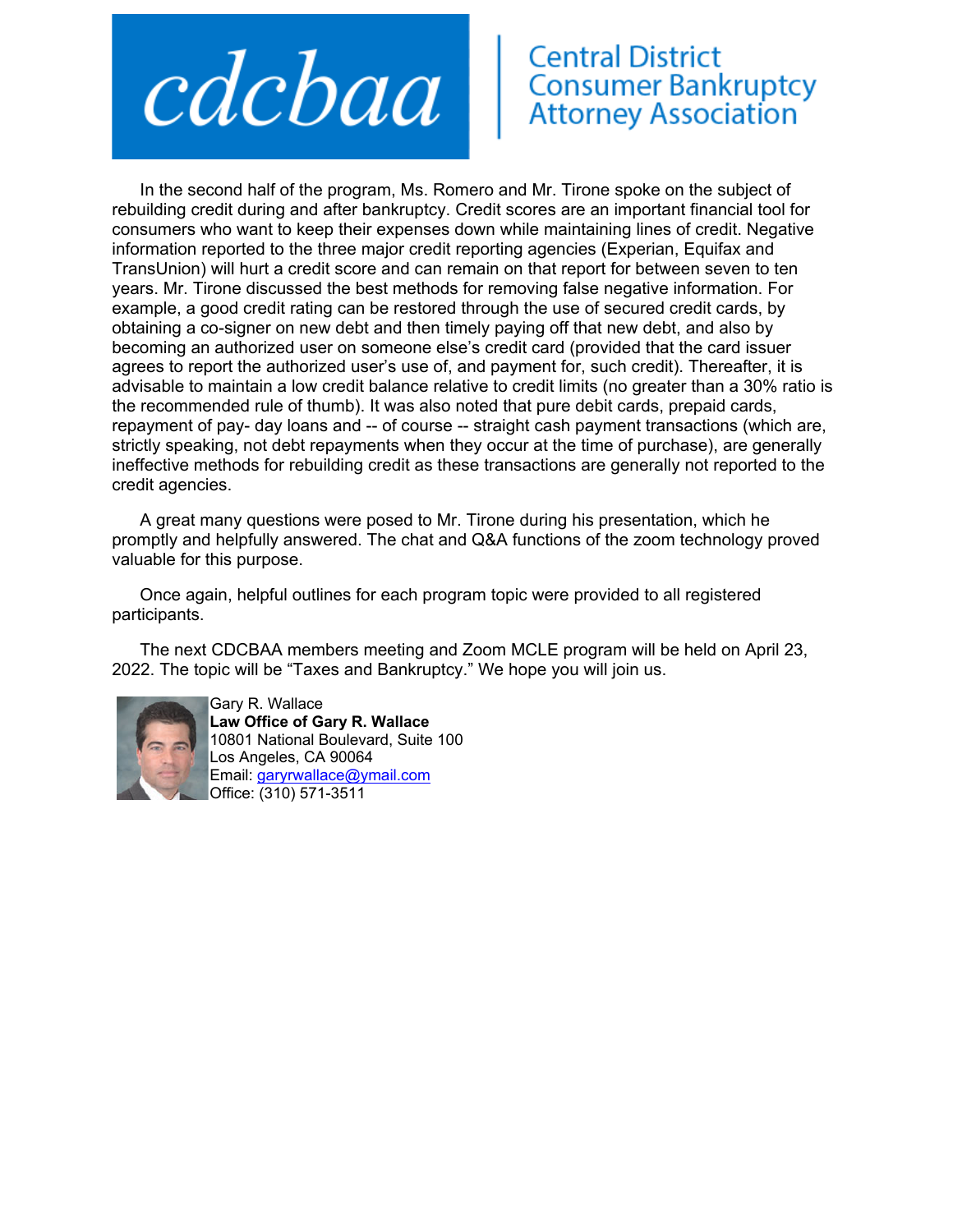In the second half of the program, Ms. Romero and Mr. Tirone spoke on the subject of rebuilding credit during and after bankruptcy. Credit scores are an important financial tool for consumers who want to keep their expenses down while maintaining lines of credit. Negative information reported to the three major credit reporting agencies (Experian, Equifax and TransUnion) will hurt a credit score and can remain on that report for between seven to ten years. Mr. Tirone discussed the best methods for removing false negative information. For example, a good credit rating can be restored through the use of secured credit cards, by obtaining a co-signer on new debt and then timely paying off that new debt, and also by becoming an authorized user on someone else's credit card (provided that the card issuer agrees to report the authorized user's use of, and payment for, such credit). Thereafter, it is advisable to maintain a low credit balance relative to credit limits (no greater than a 30% ratio is the recommended rule of thumb). It was also noted that pure debit cards, prepaid cards, repayment of pay- day loans and -- of course -- straight cash payment transactions (which are, strictly speaking, not debt repayments when they occur at the time of purchase), are generally ineffective methods for rebuilding credit as these transactions are generally not reported to the credit agencies.

A great many questions were posed to Mr. Tirone during his presentation, which he promptly and helpfully answered. The chat and Q&A functions of the zoom technology proved valuable for this purpose.

Once again, helpful outlines for each program topic were provided to all registered participants.

The next CDCBAA members meeting and Zoom MCLE program will be held on April 23, 2022. The topic will be "Taxes and Bankruptcy." We hope you will join us.

Gary R. Wallace
**Law Office of Gary R. Wallace**
10801 National Boulevard, Suite 100
Los Angeles, CA 90064
Email: garyrwallace@ymail.com
Office: (310) 571-3511